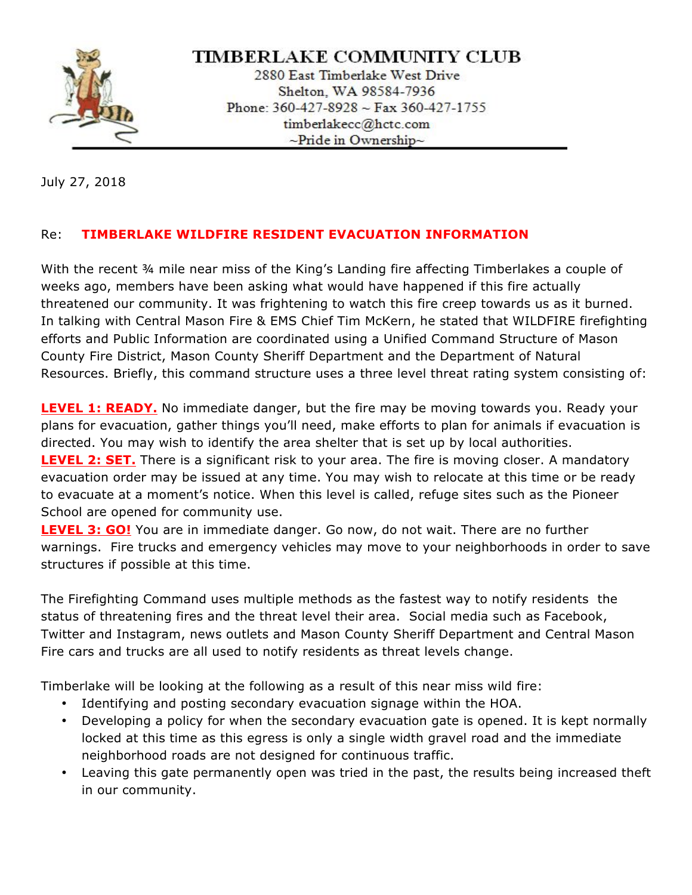# TIMBERLAKE COMMUNITY CLUB

2880 East Timberlake West Drive
Shelton, WA 98584-7936
Phone: 360-427-8928 ~ Fax 360-427-1755
timberlakecc@hctc.com
~Pride in Ownership~

July 27, 2018

Re: **TIMBERLAKE WILDFIRE RESIDENT EVACUATION INFORMATION**

With the recent ¾ mile near miss of the King's Landing fire affecting Timberlakes a couple of weeks ago, members have been asking what would have happened if this fire actually threatened our community. It was frightening to watch this fire creep towards us as it burned. In talking with Central Mason Fire & EMS Chief Tim McKern, he stated that WILDFIRE firefighting efforts and Public Information are coordinated using a Unified Command Structure of Mason County Fire District, Mason County Sheriff Department and the Department of Natural Resources. Briefly, this command structure uses a three level threat rating system consisting of:

**LEVEL 1: READY.** No immediate danger, but the fire may be moving towards you. Ready your plans for evacuation, gather things you'll need, make efforts to plan for animals if evacuation is directed. You may wish to identify the area shelter that is set up by local authorities.
**LEVEL 2: SET.** There is a significant risk to your area. The fire is moving closer. A mandatory evacuation order may be issued at any time. You may wish to relocate at this time or be ready to evacuate at a moment's notice. When this level is called, refuge sites such as the Pioneer School are opened for community use.
**LEVEL 3: GO!** You are in immediate danger. Go now, do not wait. There are no further warnings. Fire trucks and emergency vehicles may move to your neighborhoods in order to save structures if possible at this time.

The Firefighting Command uses multiple methods as the fastest way to notify residents the status of threatening fires and the threat level their area. Social media such as Facebook, Twitter and Instagram, news outlets and Mason County Sheriff Department and Central Mason Fire cars and trucks are all used to notify residents as threat levels change.

Timberlake will be looking at the following as a result of this near miss wild fire:

- Identifying and posting secondary evacuation signage within the HOA.
- Developing a policy for when the secondary evacuation gate is opened. It is kept normally locked at this time as this egress is only a single width gravel road and the immediate neighborhood roads are not designed for continuous traffic.
- Leaving this gate permanently open was tried in the past, the results being increased theft in our community.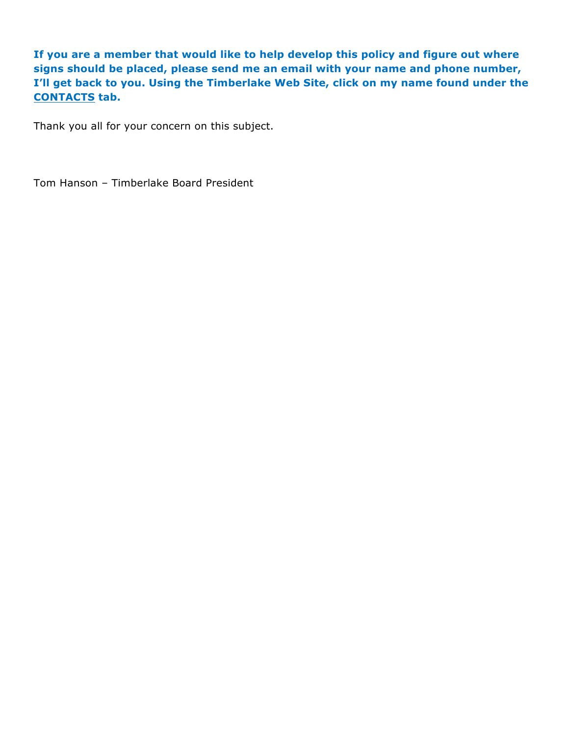**If you are a member that would like to help develop this policy and figure out where signs should be placed, please send me an email with your name and phone number, I'll get back to you. Using the Timberlake Web Site, click on my name found under the CONTACTS tab.**

Thank you all for your concern on this subject.

Tom Hanson – Timberlake Board President